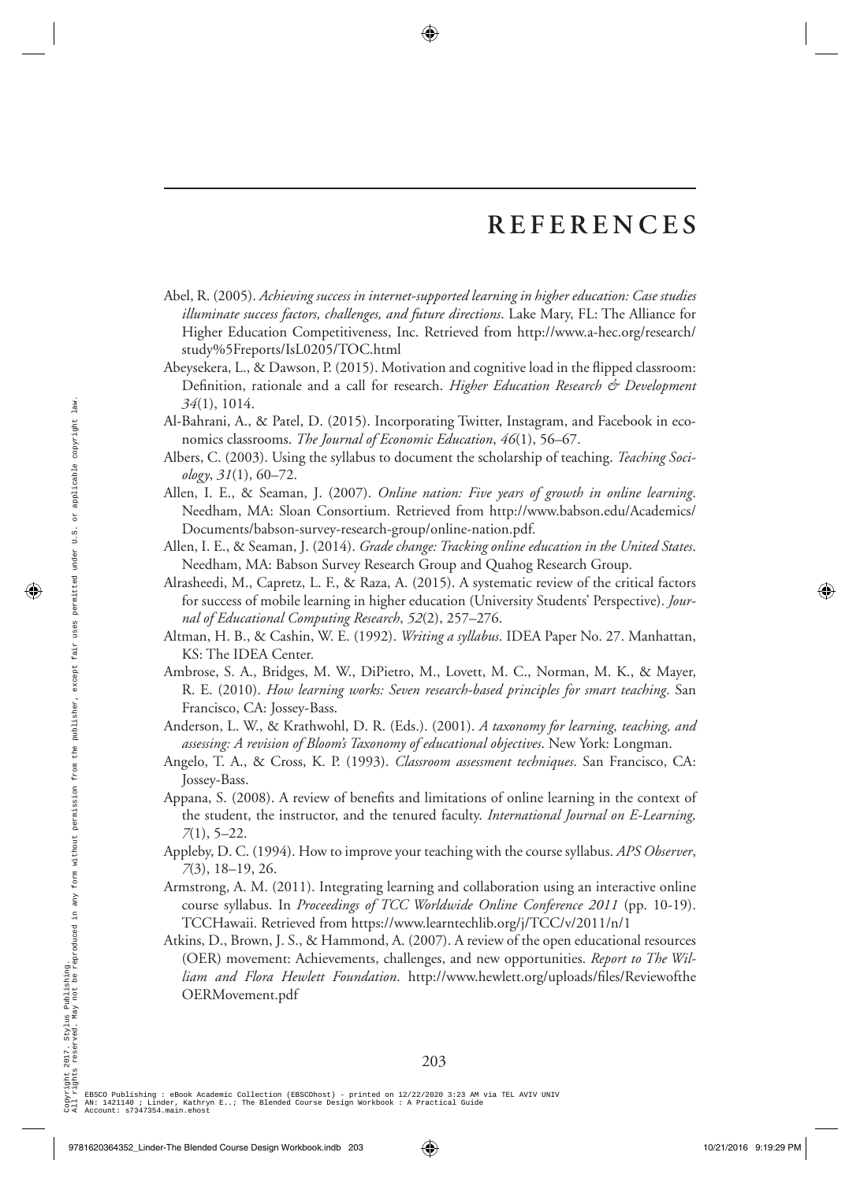# REFERENCES

Abel, R. (2005). *Achieving success in internet-supported learning in higher education: Case studies illuminate success factors, challenges, and future directions*. Lake Mary, FL: The Alliance for Higher Education Competitiveness, Inc. Retrieved from http://www.a-hec.org/research/study%5Freports/IsL0205/TOC.html

Abeysekera, L., & Dawson, P. (2015). Motivation and cognitive load in the flipped classroom: Definition, rationale and a call for research. *Higher Education Research & Development 34*(1), 1014.

Al-Bahrani, A., & Patel, D. (2015). Incorporating Twitter, Instagram, and Facebook in economics classrooms. *The Journal of Economic Education*, *46*(1), 56–67.

Albers, C. (2003). Using the syllabus to document the scholarship of teaching. *Teaching Sociology*, *31*(1), 60–72.

Allen, I. E., & Seaman, J. (2007). *Online nation: Five years of growth in online learning*. Needham, MA: Sloan Consortium. Retrieved from http://www.babson.edu/Academics/Documents/babson-survey-research-group/online-nation.pdf.

Allen, I. E., & Seaman, J. (2014). *Grade change: Tracking online education in the United States*. Needham, MA: Babson Survey Research Group and Quahog Research Group.

Alrasheedi, M., Capretz, L. F., & Raza, A. (2015). A systematic review of the critical factors for success of mobile learning in higher education (University Students' Perspective). *Journal of Educational Computing Research*, *52*(2), 257–276.

Altman, H. B., & Cashin, W. E. (1992). *Writing a syllabus*. IDEA Paper No. 27. Manhattan, KS: The IDEA Center.

Ambrose, S. A., Bridges, M. W., DiPietro, M., Lovett, M. C., Norman, M. K., & Mayer, R. E. (2010). *How learning works: Seven research-based principles for smart teaching*. San Francisco, CA: Jossey-Bass.

Anderson, L. W., & Krathwohl, D. R. (Eds.). (2001). *A taxonomy for learning, teaching, and assessing: A revision of Bloom's Taxonomy of educational objectives*. New York: Longman.

Angelo, T. A., & Cross, K. P. (1993). *Classroom assessment techniques*. San Francisco, CA: Jossey-Bass.

Appana, S. (2008). A review of benefits and limitations of online learning in the context of the student, the instructor, and the tenured faculty. *International Journal on E-Learning, 7*(1), 5–22.

Appleby, D. C. (1994). How to improve your teaching with the course syllabus. *APS Observer*, *7*(3), 18–19, 26.

Armstrong, A. M. (2011). Integrating learning and collaboration using an interactive online course syllabus. In *Proceedings of TCC Worldwide Online Conference 2011* (pp. 10-19). TCCHawaii. Retrieved from https://www.learntechlib.org/j/TCC/v/2011/n/1

Atkins, D., Brown, J. S., & Hammond, A. (2007). A review of the open educational resources (OER) movement: Achievements, challenges, and new opportunities. *Report to The William and Flora Hewlett Foundation*. http://www.hewlett.org/uploads/files/ReviewoftheOERMovement.pdf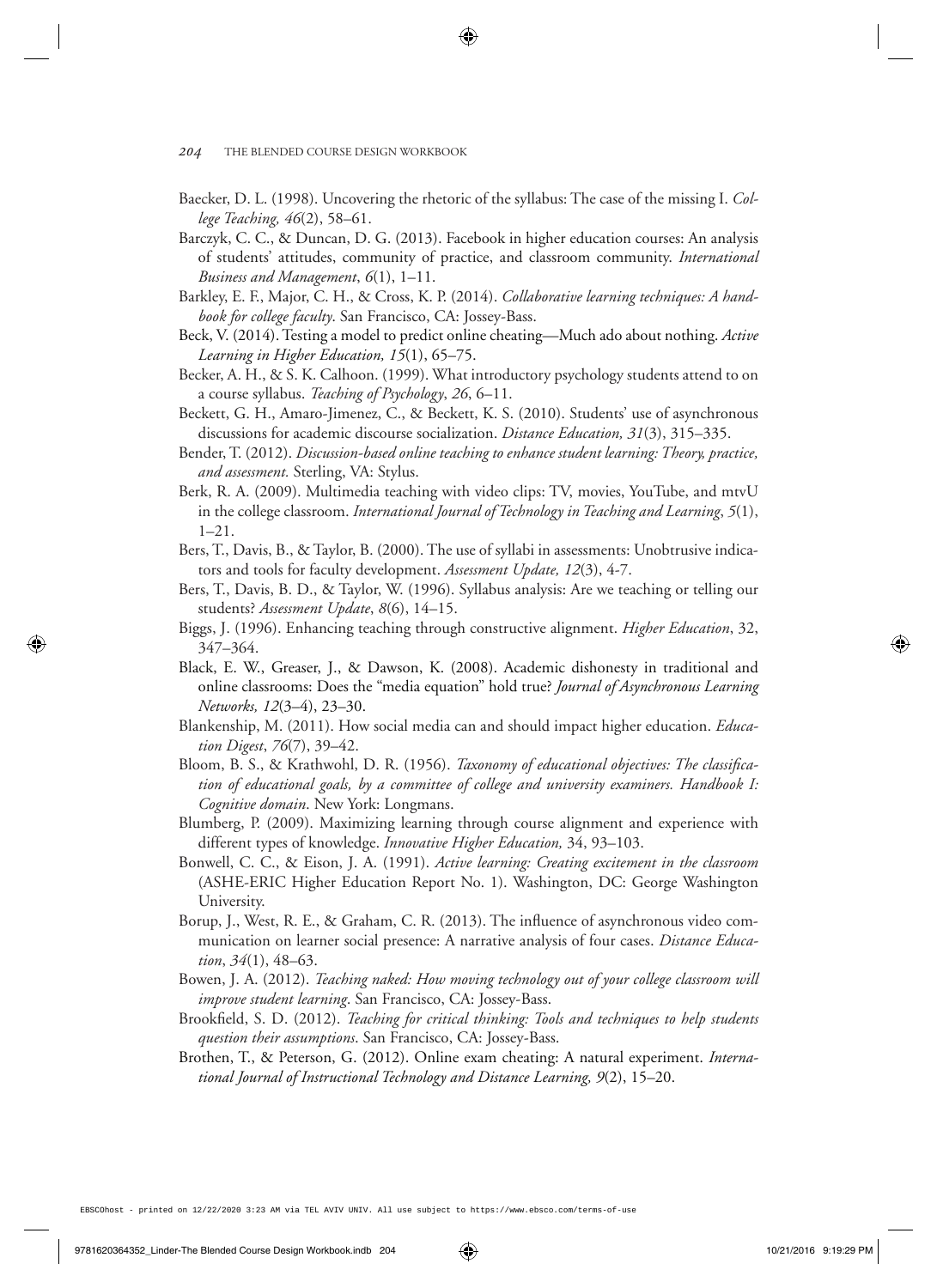Baecker, D. L. (1998). Uncovering the rhetoric of the syllabus: The case of the missing I. *College Teaching, 46*(2), 58–61.

Barczyk, C. C., & Duncan, D. G. (2013). Facebook in higher education courses: An analysis of students' attitudes, community of practice, and classroom community. *International Business and Management*, *6*(1), 1–11.

Barkley, E. F., Major, C. H., & Cross, K. P. (2014). *Collaborative learning techniques: A handbook for college faculty*. San Francisco, CA: Jossey-Bass.

Beck, V. (2014). Testing a model to predict online cheating—Much ado about nothing. *Active Learning in Higher Education, 15*(1), 65–75.

Becker, A. H., & S. K. Calhoon. (1999). What introductory psychology students attend to on a course syllabus. *Teaching of Psychology*, *26*, 6–11.

Beckett, G. H., Amaro-Jimenez, C., & Beckett, K. S. (2010). Students' use of asynchronous discussions for academic discourse socialization. *Distance Education, 31*(3), 315–335.

Bender, T. (2012). *Discussion-based online teaching to enhance student learning: Theory, practice, and assessment.* Sterling, VA: Stylus.

Berk, R. A. (2009). Multimedia teaching with video clips: TV, movies, YouTube, and mtvU in the college classroom. *International Journal of Technology in Teaching and Learning*, *5*(1), 1–21.

Bers, T., Davis, B., & Taylor, B. (2000). The use of syllabi in assessments: Unobtrusive indicators and tools for faculty development. *Assessment Update, 12*(3), 4-7.

Bers, T., Davis, B. D., & Taylor, W. (1996). Syllabus analysis: Are we teaching or telling our students? *Assessment Update*, *8*(6), 14–15.

Biggs, J. (1996). Enhancing teaching through constructive alignment. *Higher Education*, 32, 347–364.

Black, E. W., Greaser, J., & Dawson, K. (2008). Academic dishonesty in traditional and online classrooms: Does the "media equation" hold true? *Journal of Asynchronous Learning Networks, 12*(3–4), 23–30.

Blankenship, M. (2011). How social media can and should impact higher education. *Education Digest*, *76*(7), 39–42.

Bloom, B. S., & Krathwohl, D. R. (1956). *Taxonomy of educational objectives: The classification of educational goals, by a committee of college and university examiners. Handbook I: Cognitive domain*. New York: Longmans.

Blumberg, P. (2009). Maximizing learning through course alignment and experience with different types of knowledge. *Innovative Higher Education,* 34, 93–103.

Bonwell, C. C., & Eison, J. A. (1991). *Active learning: Creating excitement in the classroom* (ASHE-ERIC Higher Education Report No. 1). Washington, DC: George Washington University.

Borup, J., West, R. E., & Graham, C. R. (2013). The influence of asynchronous video communication on learner social presence: A narrative analysis of four cases. *Distance Education*, *34*(1), 48–63.

Bowen, J. A. (2012). *Teaching naked: How moving technology out of your college classroom will improve student learning*. San Francisco, CA: Jossey-Bass.

Brookfield, S. D. (2012). *Teaching for critical thinking: Tools and techniques to help students question their assumptions*. San Francisco, CA: Jossey-Bass.

Brothen, T., & Peterson, G. (2012). Online exam cheating: A natural experiment. *International Journal of Instructional Technology and Distance Learning, 9*(2), 15–20.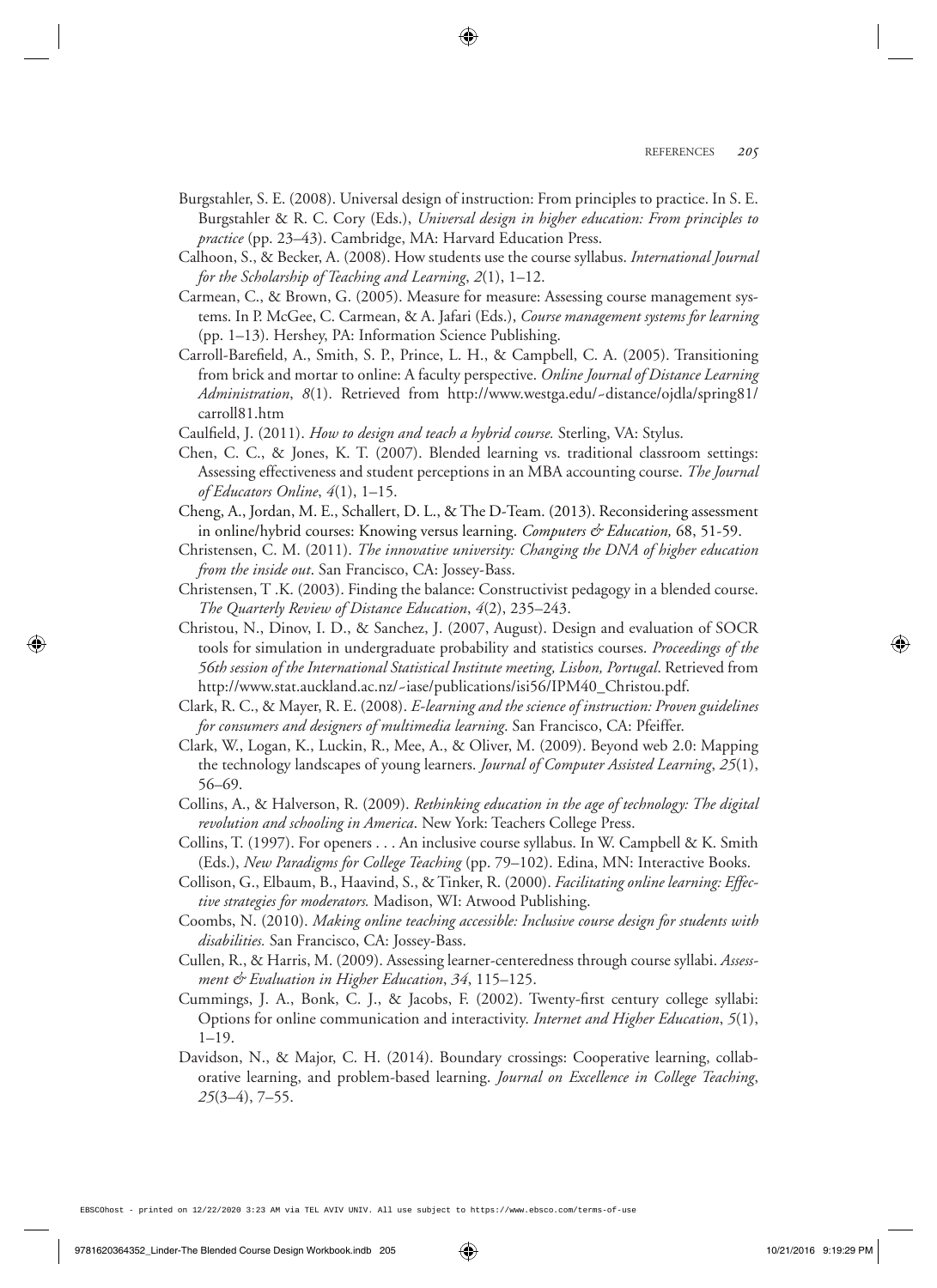Burgstahler, S. E. (2008). Universal design of instruction: From principles to practice. In S. E. Burgstahler & R. C. Cory (Eds.), *Universal design in higher education: From principles to practice* (pp. 23–43). Cambridge, MA: Harvard Education Press.

Calhoon, S., & Becker, A. (2008). How students use the course syllabus. *International Journal for the Scholarship of Teaching and Learning*, *2*(1), 1–12.

Carmean, C., & Brown, G. (2005). Measure for measure: Assessing course management systems. In P. McGee, C. Carmean, & A. Jafari (Eds.), *Course management systems for learning* (pp. 1–13). Hershey, PA: Information Science Publishing.

Carroll-Barefield, A., Smith, S. P., Prince, L. H., & Campbell, C. A. (2005). Transitioning from brick and mortar to online: A faculty perspective. *Online Journal of Distance Learning Administration*, *8*(1). Retrieved from http://www.westga.edu/~distance/ojdla/spring81/carroll81.htm

Caulfield, J. (2011). *How to design and teach a hybrid course.* Sterling, VA: Stylus.

Chen, C. C., & Jones, K. T. (2007). Blended learning vs. traditional classroom settings: Assessing effectiveness and student perceptions in an MBA accounting course. *The Journal of Educators Online*, *4*(1), 1–15.

Cheng, A., Jordan, M. E., Schallert, D. L., & The D-Team. (2013). Reconsidering assessment in online/hybrid courses: Knowing versus learning. *Computers & Education,* 68, 51-59.

Christensen, C. M. (2011). *The innovative university: Changing the DNA of higher education from the inside out*. San Francisco, CA: Jossey-Bass.

Christensen, T .K. (2003). Finding the balance: Constructivist pedagogy in a blended course. *The Quarterly Review of Distance Education*, *4*(2), 235–243.

Christou, N., Dinov, I. D., & Sanchez, J. (2007, August). Design and evaluation of SOCR tools for simulation in undergraduate probability and statistics courses. *Proceedings of the 56th session of the International Statistical Institute meeting, Lisbon, Portugal*. Retrieved from http://www.stat.auckland.ac.nz/~iase/publications/isi56/IPM40_Christou.pdf.

Clark, R. C., & Mayer, R. E. (2008). *E-learning and the science of instruction: Proven guidelines for consumers and designers of multimedia learning*. San Francisco, CA: Pfeiffer.

Clark, W., Logan, K., Luckin, R., Mee, A., & Oliver, M. (2009). Beyond web 2.0: Mapping the technology landscapes of young learners. *Journal of Computer Assisted Learning*, *25*(1), 56–69.

Collins, A., & Halverson, R. (2009). *Rethinking education in the age of technology: The digital revolution and schooling in America*. New York: Teachers College Press.

Collins, T. (1997). For openers . . . An inclusive course syllabus. In W. Campbell & K. Smith (Eds.), *New Paradigms for College Teaching* (pp. 79–102). Edina, MN: Interactive Books.

Collison, G., Elbaum, B., Haavind, S., & Tinker, R. (2000). *Facilitating online learning: Effective strategies for moderators.* Madison, WI: Atwood Publishing.

Coombs, N. (2010). *Making online teaching accessible: Inclusive course design for students with disabilities.* San Francisco, CA: Jossey-Bass.

Cullen, R., & Harris, M. (2009). Assessing learner-centeredness through course syllabi. *Assessment & Evaluation in Higher Education*, *34*, 115–125.

Cummings, J. A., Bonk, C. J., & Jacobs, F. (2002). Twenty-first century college syllabi: Options for online communication and interactivity. *Internet and Higher Education*, *5*(1), 1–19.

Davidson, N., & Major, C. H. (2014). Boundary crossings: Cooperative learning, collaborative learning, and problem-based learning. *Journal on Excellence in College Teaching*, *25*(3–4), 7–55.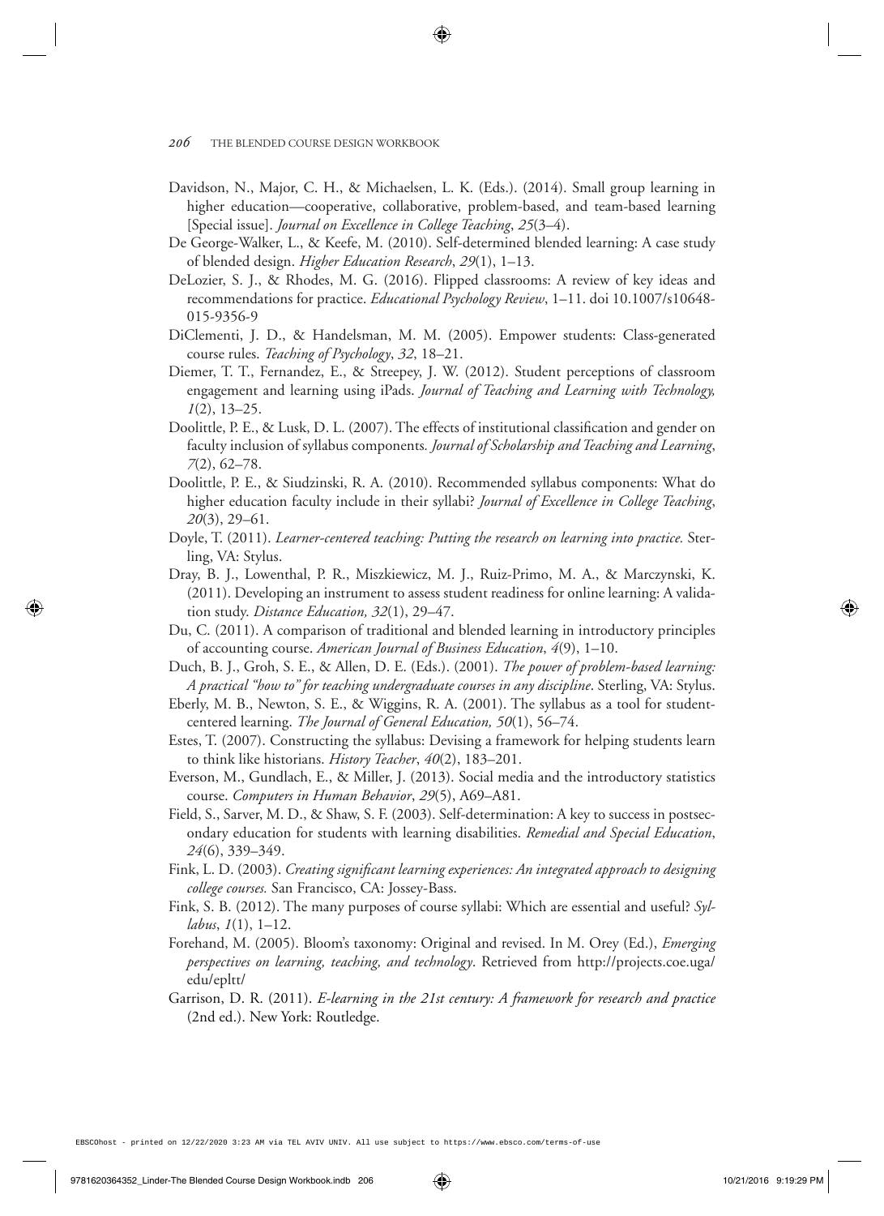Davidson, N., Major, C. H., & Michaelsen, L. K. (Eds.). (2014). Small group learning in higher education—cooperative, collaborative, problem-based, and team-based learning [Special issue]. *Journal on Excellence in College Teaching*, *25*(3–4).

De George-Walker, L., & Keefe, M. (2010). Self-determined blended learning: A case study of blended design. *Higher Education Research*, *29*(1), 1–13.

DeLozier, S. J., & Rhodes, M. G. (2016). Flipped classrooms: A review of key ideas and recommendations for practice. *Educational Psychology Review*, 1–11. doi 10.1007/s10648-015-9356-9

DiClementi, J. D., & Handelsman, M. M. (2005). Empower students: Class-generated course rules. *Teaching of Psychology*, *32*, 18–21.

Diemer, T. T., Fernandez, E., & Streepey, J. W. (2012). Student perceptions of classroom engagement and learning using iPads. *Journal of Teaching and Learning with Technology, 1*(2), 13–25.

Doolittle, P. E., & Lusk, D. L. (2007). The effects of institutional classification and gender on faculty inclusion of syllabus components*. Journal of Scholarship and Teaching and Learning*, *7*(2), 62–78.

Doolittle, P. E., & Siudzinski, R. A. (2010). Recommended syllabus components: What do higher education faculty include in their syllabi? *Journal of Excellence in College Teaching*, *20*(3), 29–61.

Doyle, T. (2011). *Learner-centered teaching: Putting the research on learning into practice.* Sterling, VA: Stylus.

Dray, B. J., Lowenthal, P. R., Miszkiewicz, M. J., Ruiz-Primo, M. A., & Marczynski, K. (2011). Developing an instrument to assess student readiness for online learning: A validation study. *Distance Education, 32*(1), 29–47.

Du, C. (2011). A comparison of traditional and blended learning in introductory principles of accounting course. *American Journal of Business Education*, *4*(9), 1–10.

Duch, B. J., Groh, S. E., & Allen, D. E. (Eds.). (2001). *The power of problem-based learning: A practical "how to" for teaching undergraduate courses in any discipline*. Sterling, VA: Stylus.

Eberly, M. B., Newton, S. E., & Wiggins, R. A. (2001). The syllabus as a tool for student-centered learning. *The Journal of General Education, 50*(1), 56–74.

Estes, T. (2007). Constructing the syllabus: Devising a framework for helping students learn to think like historians. *History Teacher*, *40*(2), 183–201.

Everson, M., Gundlach, E., & Miller, J. (2013). Social media and the introductory statistics course. *Computers in Human Behavior*, *29*(5), A69–A81.

Field, S., Sarver, M. D., & Shaw, S. F. (2003). Self-determination: A key to success in postsecondary education for students with learning disabilities. *Remedial and Special Education*, *24*(6), 339–349.

Fink, L. D. (2003). *Creating significant learning experiences: An integrated approach to designing college courses.* San Francisco, CA: Jossey-Bass.

Fink, S. B. (2012). The many purposes of course syllabi: Which are essential and useful? *Syllabus*, *1*(1), 1–12.

Forehand, M. (2005). Bloom's taxonomy: Original and revised. In M. Orey (Ed.), *Emerging perspectives on learning, teaching, and technology*. Retrieved from http://projects.coe.uga/edu/epltt/

Garrison, D. R. (2011). *E-learning in the 21st century: A framework for research and practice* (2nd ed.). New York: Routledge.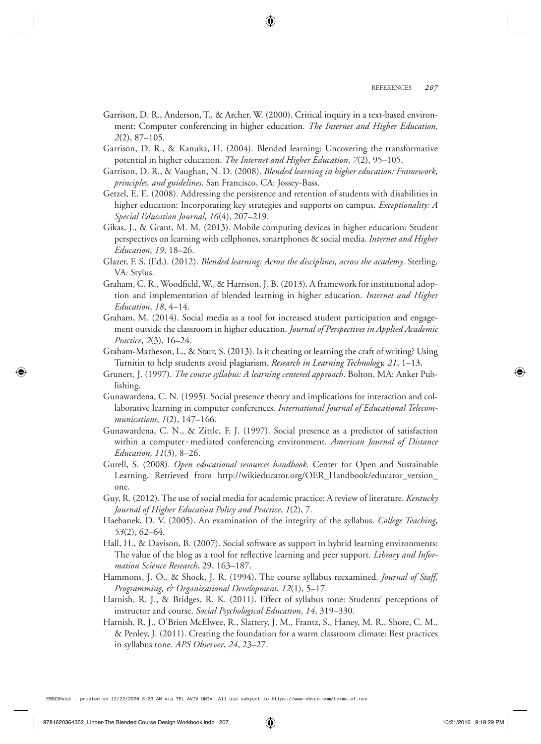Garrison, D. R., Anderson, T., & Archer, W. (2000). Critical inquiry in a text-based environment: Computer conferencing in higher education. *The Internet and Higher Education*, *2*(2), 87–105.

Garrison, D. R., & Kanuka, H. (2004). Blended learning: Uncovering the transformative potential in higher education. *The Internet and Higher Education*, *7*(2), 95–105.

Garrison, D. R., & Vaughan, N. D. (2008). *Blended learning in higher education: Framework, principles, and guidelines*. San Francisco, CA: Jossey-Bass.

Getzel, E. E. (2008). Addressing the persistence and retention of students with disabilities in higher education: Incorporating key strategies and supports on campus. *Exceptionality: A Special Education Journal*, *16*(4), 207–219.

Gikas, J., & Grant, M. M. (2013). Mobile computing devices in higher education: Student perspectives on learning with cellphones, smartphones & social media. *Internet and Higher Education*, *19*, 18–26.

Glazer, F. S. (Ed.). (2012). *Blended learning: Across the disciplines, across the academy*. Sterling, VA: Stylus.

Graham, C. R., Woodfield, W., & Harrison, J. B. (2013). A framework for institutional adoption and implementation of blended learning in higher education. *Internet and Higher Education*, *18*, 4–14.

Graham, M. (2014). Social media as a tool for increased student participation and engagement outside the classroom in higher education. *Journal of Perspectives in Applied Academic Practice*, *2*(3), 16–24.

Graham-Matheson, L., & Starr, S. (2013). Is it cheating or learning the craft of writing? Using Turnitin to help students avoid plagiarism. *Research in Learning Technology, 21*, 1–13.

Grunert, J. (1997). *The course syllabus: A learning centered approach*. Bolton, MA: Anker Publishing.

Gunawardena, C. N. (1995). Social presence theory and implications for interaction and collaborative learning in computer conferences. *International Journal of Educational Telecommunications*, *1*(2), 147–166.

Gunawardena, C. N., & Zittle, F. J. (1997). Social presence as a predictor of satisfaction within a computer-mediated conferencing environment. *American Journal of Distance Education*, *11*(3), 8–26.

Gurell, S. (2008). *Open educational resources handbook*. Center for Open and Sustainable Learning. Retrieved from http://wikieducator.org/OER_Handbook/educator_version_one.

Guy, R. (2012). The use of social media for academic practice: A review of literature. *Kentucky Journal of Higher Education Policy and Practice*, *1*(2), 7.

Haebanek, D. V. (2005). An examination of the integrity of the syllabus. *College Teaching, 53*(2), 62–64.

Hall, H., & Davison, B. (2007). Social software as support in hybrid learning environments: The value of the blog as a tool for reflective learning and peer support. *Library and Information Science Research*, 29, 163–187.

Hammons, J. O., & Shock, J. R. (1994). The course syllabus reexamined. *Journal of Staff, Programming, & Organizational Development*, *12*(1), 5–17.

Harnish, R. J., & Bridges, R. K. (2011). Effect of syllabus tone: Students' perceptions of instructor and course. *Social Psychological Education*, *14*, 319–330.

Harnish, R. J., O'Brien McElwee, R., Slattery, J. M., Frantz, S., Haney, M. R., Shore, C. M., & Penley, J. (2011). Creating the foundation for a warm classroom climate: Best practices in syllabus tone. *APS Observer*, *24*, 23–27.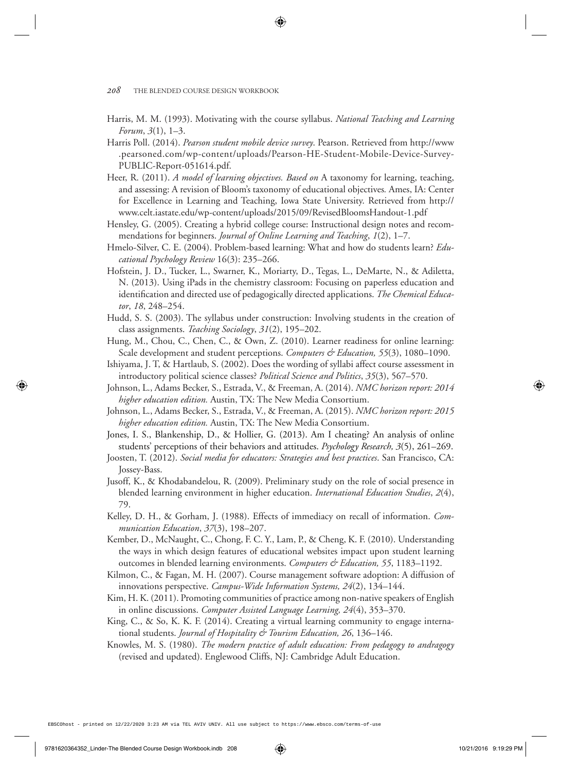Harris, M. M. (1993). Motivating with the course syllabus. *National Teaching and Learning Forum*, *3*(1), 1–3.

Harris Poll. (2014). *Pearson student mobile device survey*. Pearson. Retrieved from http://www.pearsoned.com/wp-content/uploads/Pearson-HE-Student-Mobile-Device-Survey-PUBLIC-Report-051614.pdf.

Heer, R. (2011). *A model of learning objectives. Based on* A taxonomy for learning, teaching, and assessing: A revision of Bloom's taxonomy of educational objectives*.* Ames, IA: Center for Excellence in Learning and Teaching, Iowa State University. Retrieved from http://www.celt.iastate.edu/wp-content/uploads/2015/09/RevisedBloomsHandout-1.pdf

Hensley, G. (2005). Creating a hybrid college course: Instructional design notes and recommendations for beginners. *Journal of Online Learning and Teaching*, *1*(2), 1–7.

Hmelo-Silver, C. E. (2004). Problem-based learning: What and how do students learn? *Educational Psychology Review* 16(3): 235–266.

Hofstein, J. D., Tucker, L., Swarner, K., Moriarty, D., Tegas, L., DeMarte, N., & Adiletta, N. (2013). Using iPads in the chemistry classroom: Focusing on paperless education and identification and directed use of pedagogically directed applications. *The Chemical Educator*, *18*, 248–254.

Hudd, S. S. (2003). The syllabus under construction: Involving students in the creation of class assignments. *Teaching Sociology*, *31*(2), 195–202.

Hung, M., Chou, C., Chen, C., & Own, Z. (2010). Learner readiness for online learning: Scale development and student perceptions. *Computers & Education, 55*(3), 1080–1090.

Ishiyama, J. T, & Hartlaub, S. (2002). Does the wording of syllabi affect course assessment in introductory political science classes? *Political Science and Politics*, *35*(3), 567–570.

Johnson, L., Adams Becker, S., Estrada, V., & Freeman, A. (2014). *NMC horizon report: 2014 higher education edition.* Austin, TX: The New Media Consortium.

Johnson, L., Adams Becker, S., Estrada, V., & Freeman, A. (2015). *NMC horizon report: 2015 higher education edition.* Austin, TX: The New Media Consortium.

Jones, I. S., Blankenship, D., & Hollier, G. (2013). Am I cheating? An analysis of online students' perceptions of their behaviors and attitudes. *Psychology Research, 3*(5), 261–269.

Joosten, T. (2012). *Social media for educators: Strategies and best practices*. San Francisco, CA: Jossey-Bass.

Jusoff, K., & Khodabandelou, R. (2009). Preliminary study on the role of social presence in blended learning environment in higher education. *International Education Studies*, *2*(4), 79.

Kelley, D. H., & Gorham, J. (1988). Effects of immediacy on recall of information. *Communication Education*, *37*(3), 198–207.

Kember, D., McNaught, C., Chong, F. C. Y., Lam, P., & Cheng, K. F. (2010). Understanding the ways in which design features of educational websites impact upon student learning outcomes in blended learning environments. *Computers & Education, 55*, 1183–1192.

Kilmon, C., & Fagan, M. H. (2007). Course management software adoption: A diffusion of innovations perspective. *Campus-Wide Information Systems, 24*(2), 134–144.

Kim, H. K. (2011). Promoting communities of practice among non-native speakers of English in online discussions. *Computer Assisted Language Learning, 24*(4), 353–370.

King, C., & So, K. K. F. (2014). Creating a virtual learning community to engage international students. *Journal of Hospitality & Tourism Education, 26*, 136–146.

Knowles, M. S. (1980). *The modern practice of adult education: From pedagogy to andragogy* (revised and updated). Englewood Cliffs, NJ: Cambridge Adult Education.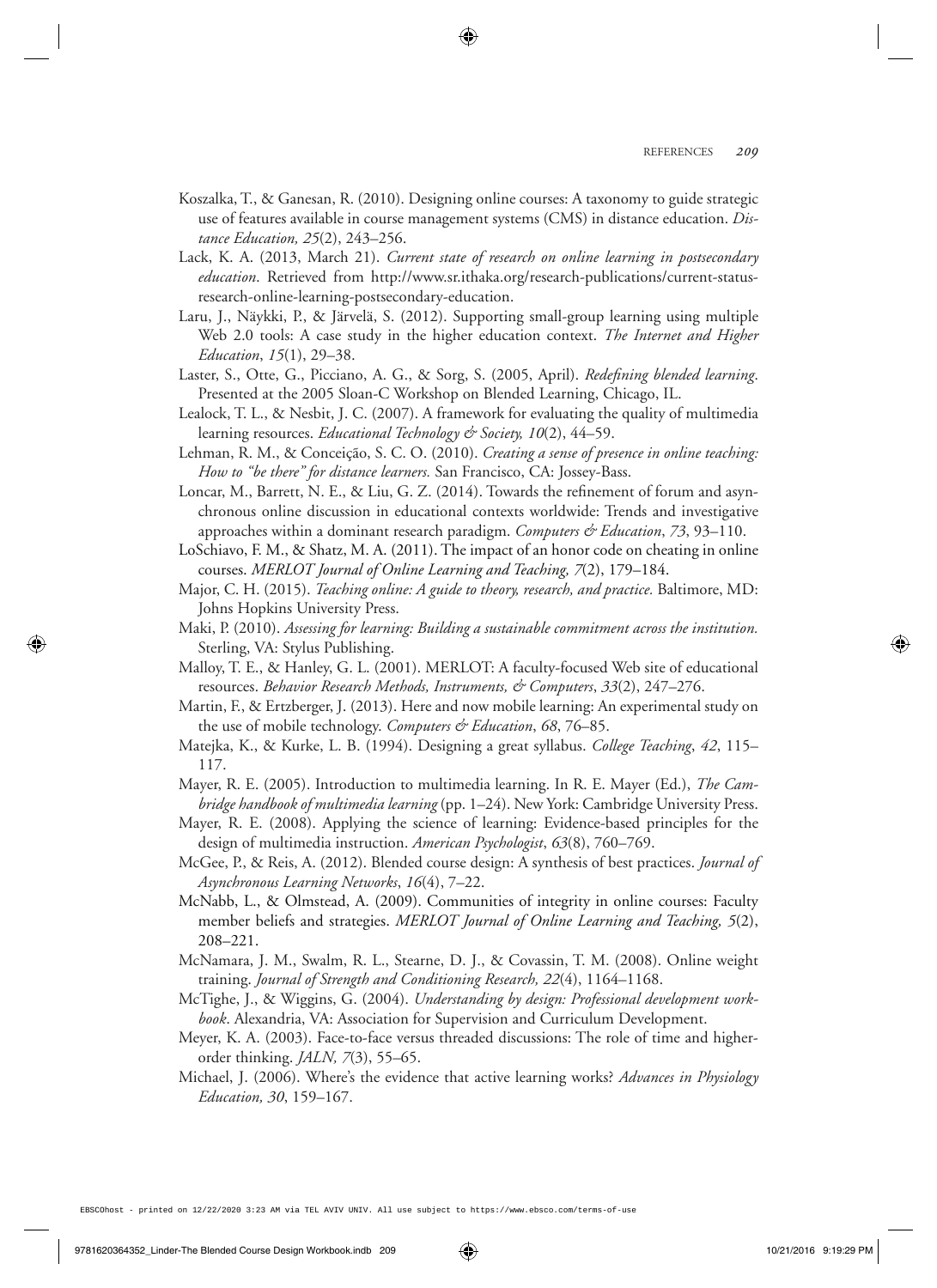Koszalka, T., & Ganesan, R. (2010). Designing online courses: A taxonomy to guide strategic use of features available in course management systems (CMS) in distance education. *Distance Education, 25*(2), 243–256.

Lack, K. A. (2013, March 21). *Current state of research on online learning in postsecondary education*. Retrieved from http://www.sr.ithaka.org/research-publications/current-status-research-online-learning-postsecondary-education.

Laru, J., Näykki, P., & Järvelä, S. (2012). Supporting small-group learning using multiple Web 2.0 tools: A case study in the higher education context. *The Internet and Higher Education*, *15*(1), 29–38.

Laster, S., Otte, G., Picciano, A. G., & Sorg, S. (2005, April). *Redefining blended learning*. Presented at the 2005 Sloan-C Workshop on Blended Learning, Chicago, IL.

Lealock, T. L., & Nesbit, J. C. (2007). A framework for evaluating the quality of multimedia learning resources. *Educational Technology & Society, 10*(2), 44–59.

Lehman, R. M., & Conceição, S. C. O. (2010). *Creating a sense of presence in online teaching: How to "be there" for distance learners.* San Francisco, CA: Jossey-Bass.

Loncar, M., Barrett, N. E., & Liu, G. Z. (2014). Towards the refinement of forum and asynchronous online discussion in educational contexts worldwide: Trends and investigative approaches within a dominant research paradigm. *Computers & Education*, *73*, 93–110.

LoSchiavo, F. M., & Shatz, M. A. (2011). The impact of an honor code on cheating in online courses. *MERLOT Journal of Online Learning and Teaching, 7*(2), 179–184.

Major, C. H. (2015). *Teaching online: A guide to theory, research, and practice.* Baltimore, MD: Johns Hopkins University Press.

Maki, P. (2010). *Assessing for learning: Building a sustainable commitment across the institution.* Sterling, VA: Stylus Publishing.

Malloy, T. E., & Hanley, G. L. (2001). MERLOT: A faculty-focused Web site of educational resources. *Behavior Research Methods, Instruments, & Computers*, *33*(2), 247–276.

Martin, F., & Ertzberger, J. (2013). Here and now mobile learning: An experimental study on the use of mobile technology. *Computers & Education*, *68*, 76–85.

Matejka, K., & Kurke, L. B. (1994). Designing a great syllabus. *College Teaching*, *42*, 115–117.

Mayer, R. E. (2005). Introduction to multimedia learning. In R. E. Mayer (Ed.), *The Cambridge handbook of multimedia learning* (pp. 1–24). New York: Cambridge University Press.

Mayer, R. E. (2008). Applying the science of learning: Evidence-based principles for the design of multimedia instruction. *American Psychologist*, *63*(8), 760–769.

McGee, P., & Reis, A. (2012). Blended course design: A synthesis of best practices. *Journal of Asynchronous Learning Networks*, *16*(4), 7–22.

McNabb, L., & Olmstead, A. (2009). Communities of integrity in online courses: Faculty member beliefs and strategies. *MERLOT Journal of Online Learning and Teaching, 5*(2), 208–221.

McNamara, J. M., Swalm, R. L., Stearne, D. J., & Covassin, T. M. (2008). Online weight training. *Journal of Strength and Conditioning Research, 22*(4), 1164–1168.

McTighe, J., & Wiggins, G. (2004). *Understanding by design: Professional development workbook*. Alexandria, VA: Association for Supervision and Curriculum Development.

Meyer, K. A. (2003). Face-to-face versus threaded discussions: The role of time and higher-order thinking. *JALN, 7*(3), 55–65.

Michael, J. (2006). Where's the evidence that active learning works? *Advances in Physiology Education, 30*, 159–167.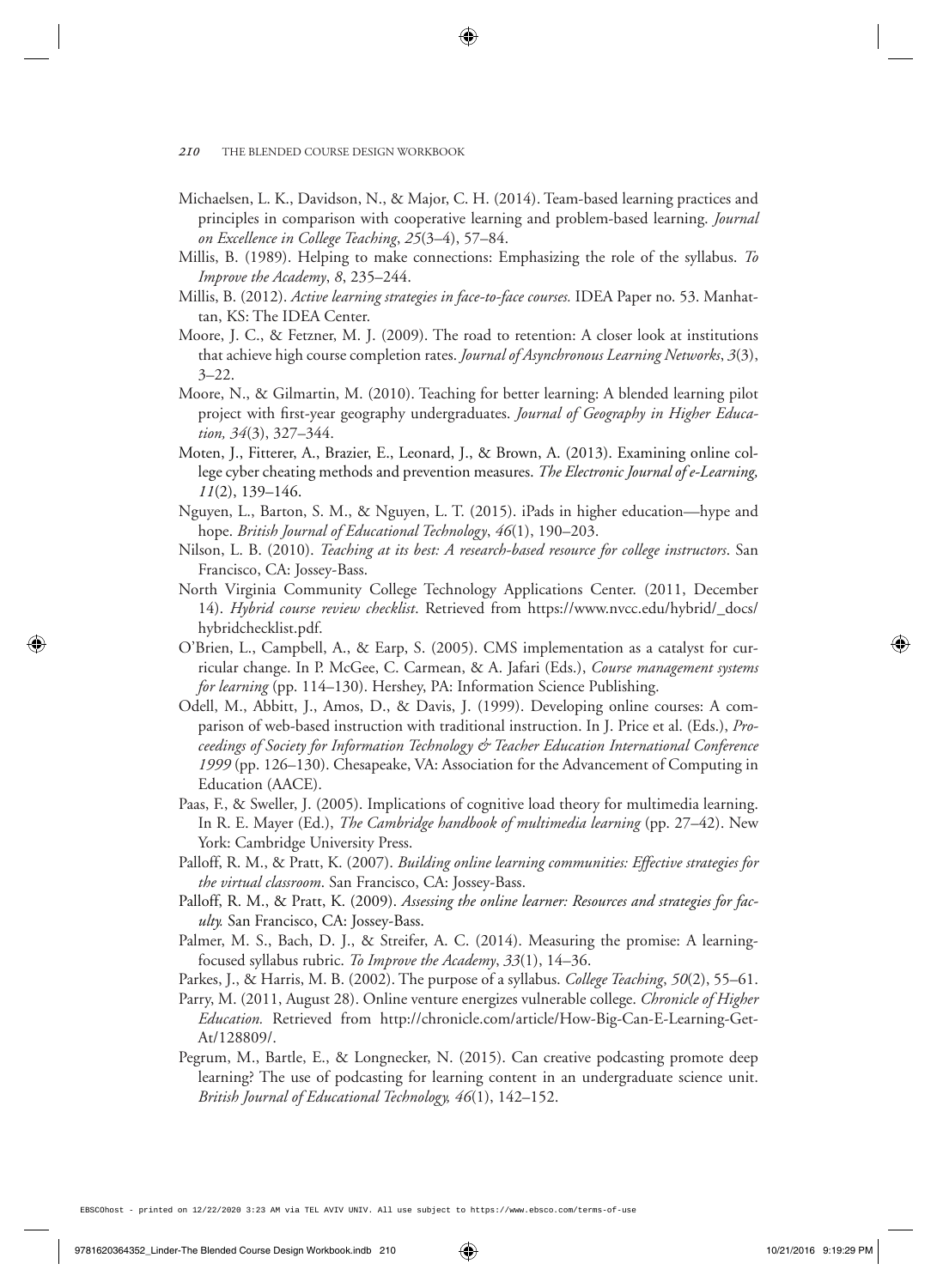Michaelsen, L. K., Davidson, N., & Major, C. H. (2014). Team-based learning practices and principles in comparison with cooperative learning and problem-based learning. *Journal on Excellence in College Teaching*, *25*(3–4), 57–84.

Millis, B. (1989). Helping to make connections: Emphasizing the role of the syllabus. *To Improve the Academy*, *8*, 235–244.

Millis, B. (2012). *Active learning strategies in face-to-face courses.* IDEA Paper no. 53. Manhattan, KS: The IDEA Center.

Moore, J. C., & Fetzner, M. J. (2009). The road to retention: A closer look at institutions that achieve high course completion rates. *Journal of Asynchronous Learning Networks*, *3*(3), 3–22.

Moore, N., & Gilmartin, M. (2010). Teaching for better learning: A blended learning pilot project with first-year geography undergraduates. *Journal of Geography in Higher Education, 34*(3), 327–344.

Moten, J., Fitterer, A., Brazier, E., Leonard, J., & Brown, A. (2013). Examining online college cyber cheating methods and prevention measures. *The Electronic Journal of e-Learning, 11*(2), 139–146.

Nguyen, L., Barton, S. M., & Nguyen, L. T. (2015). iPads in higher education—hype and hope. *British Journal of Educational Technology*, *46*(1), 190–203.

Nilson, L. B. (2010). *Teaching at its best: A research-based resource for college instructors*. San Francisco, CA: Jossey-Bass.

North Virginia Community College Technology Applications Center. (2011, December 14). *Hybrid course review checklist*. Retrieved from https://www.nvcc.edu/hybrid/_docs/hybridchecklist.pdf.

O'Brien, L., Campbell, A., & Earp, S. (2005). CMS implementation as a catalyst for curricular change. In P. McGee, C. Carmean, & A. Jafari (Eds.), *Course management systems for learning* (pp. 114–130). Hershey, PA: Information Science Publishing.

Odell, M., Abbitt, J., Amos, D., & Davis, J. (1999). Developing online courses: A comparison of web-based instruction with traditional instruction. In J. Price et al. (Eds.), *Proceedings of Society for Information Technology & Teacher Education International Conference 1999* (pp. 126–130). Chesapeake, VA: Association for the Advancement of Computing in Education (AACE).

Paas, F., & Sweller, J. (2005). Implications of cognitive load theory for multimedia learning. In R. E. Mayer (Ed.), *The Cambridge handbook of multimedia learning* (pp. 27–42). New York: Cambridge University Press.

Palloff, R. M., & Pratt, K. (2007). *Building online learning communities: Effective strategies for the virtual classroom*. San Francisco, CA: Jossey-Bass.

Palloff, R. M., & Pratt, K. (2009). *Assessing the online learner: Resources and strategies for faculty.* San Francisco, CA: Jossey-Bass.

Palmer, M. S., Bach, D. J., & Streifer, A. C. (2014). Measuring the promise: A learning-focused syllabus rubric. *To Improve the Academy*, *33*(1), 14–36.

Parkes, J., & Harris, M. B. (2002). The purpose of a syllabus. *College Teaching*, *50*(2), 55–61.

Parry, M. (2011, August 28). Online venture energizes vulnerable college. *Chronicle of Higher Education.* Retrieved from http://chronicle.com/article/How-Big-Can-E-Learning-Get-At/128809/.

Pegrum, M., Bartle, E., & Longnecker, N. (2015). Can creative podcasting promote deep learning? The use of podcasting for learning content in an undergraduate science unit. *British Journal of Educational Technology, 46*(1), 142–152.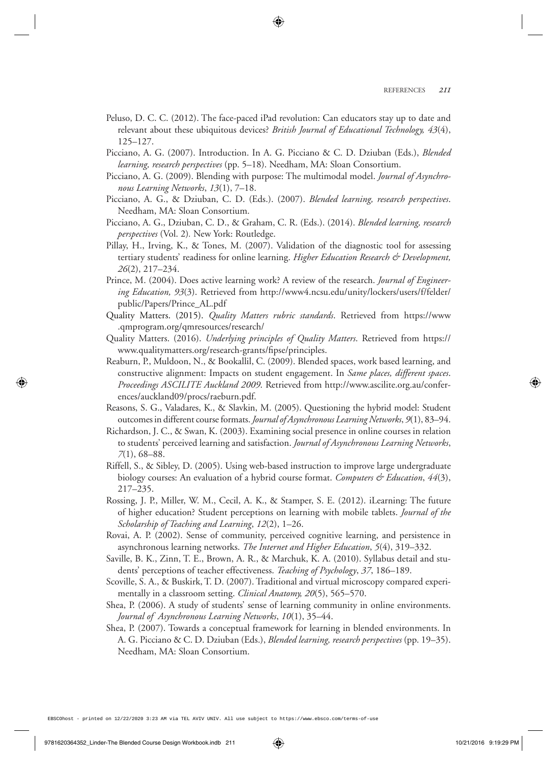Peluso, D. C. C. (2012). The face-paced iPad revolution: Can educators stay up to date and relevant about these ubiquitous devices? *British Journal of Educational Technology, 43*(4), 125–127.

Picciano, A. G. (2007). Introduction. In A. G. Picciano & C. D. Dziuban (Eds.), *Blended learning, research perspectives* (pp. 5–18). Needham, MA: Sloan Consortium.

Picciano, A. G. (2009). Blending with purpose: The multimodal model. *Journal of Asynchronous Learning Networks*, *13*(1), 7–18.

Picciano, A. G., & Dziuban, C. D. (Eds.). (2007). *Blended learning, research perspectives*. Needham, MA: Sloan Consortium.

Picciano, A. G., Dziuban, C. D., & Graham, C. R. (Eds.). (2014). *Blended learning, research perspectives* (Vol. 2)*.* New York: Routledge.

Pillay, H., Irving, K., & Tones, M. (2007). Validation of the diagnostic tool for assessing tertiary students' readiness for online learning. *Higher Education Research & Development, 26*(2), 217–234.

Prince, M. (2004). Does active learning work? A review of the research. *Journal of Engineering Education, 93*(3). Retrieved from http://www4.ncsu.edu/unity/lockers/users/f/felder/public/Papers/Prince_AL.pdf

Quality Matters. (2015). *Quality Matters rubric standards*. Retrieved from https://www.qmprogram.org/qmresources/research/

Quality Matters. (2016). *Underlying principles of Quality Matters*. Retrieved from https://www.qualitymatters.org/research-grants/fipse/principles.

Reaburn, P., Muldoon, N., & Bookallil, C. (2009). Blended spaces, work based learning, and constructive alignment: Impacts on student engagement. In *Same places, different spaces*. *Proceedings ASCILITE Auckland 2009*. Retrieved from http://www.ascilite.org.au/conferences/auckland09/procs/raeburn.pdf.

Reasons, S. G., Valadares, K., & Slavkin, M. (2005). Questioning the hybrid model: Student outcomes in different course formats. *Journal of Asynchronous Learning Networks*, *9*(1), 83–94.

Richardson, J. C., & Swan, K. (2003). Examining social presence in online courses in relation to students' perceived learning and satisfaction. *Journal of Asynchronous Learning Networks*, *7*(1), 68–88.

Riffell, S., & Sibley, D. (2005). Using web-based instruction to improve large undergraduate biology courses: An evaluation of a hybrid course format. *Computers & Education*, *44*(3), 217–235.

Rossing, J. P., Miller, W. M., Cecil, A. K., & Stamper, S. E. (2012). iLearning: The future of higher education? Student perceptions on learning with mobile tablets. *Journal of the Scholarship of Teaching and Learning*, *12*(2), 1–26.

Rovai, A. P. (2002). Sense of community, perceived cognitive learning, and persistence in asynchronous learning networks. *The Internet and Higher Education*, *5*(4), 319–332.

Saville, B. K., Zinn, T. E., Brown, A. R., & Marchuk, K. A. (2010). Syllabus detail and students' perceptions of teacher effectiveness. *Teaching of Psychology*, *37*, 186–189.

Scoville, S. A., & Buskirk, T. D. (2007). Traditional and virtual microscopy compared experimentally in a classroom setting. *Clinical Anatomy, 20*(5), 565–570.

Shea, P. (2006). A study of students' sense of learning community in online environments. *Journal of Asynchronous Learning Networks*, *10*(1), 35–44.

Shea, P. (2007). Towards a conceptual framework for learning in blended environments. In A. G. Picciano & C. D. Dziuban (Eds.), *Blended learning, research perspectives* (pp. 19–35). Needham, MA: Sloan Consortium.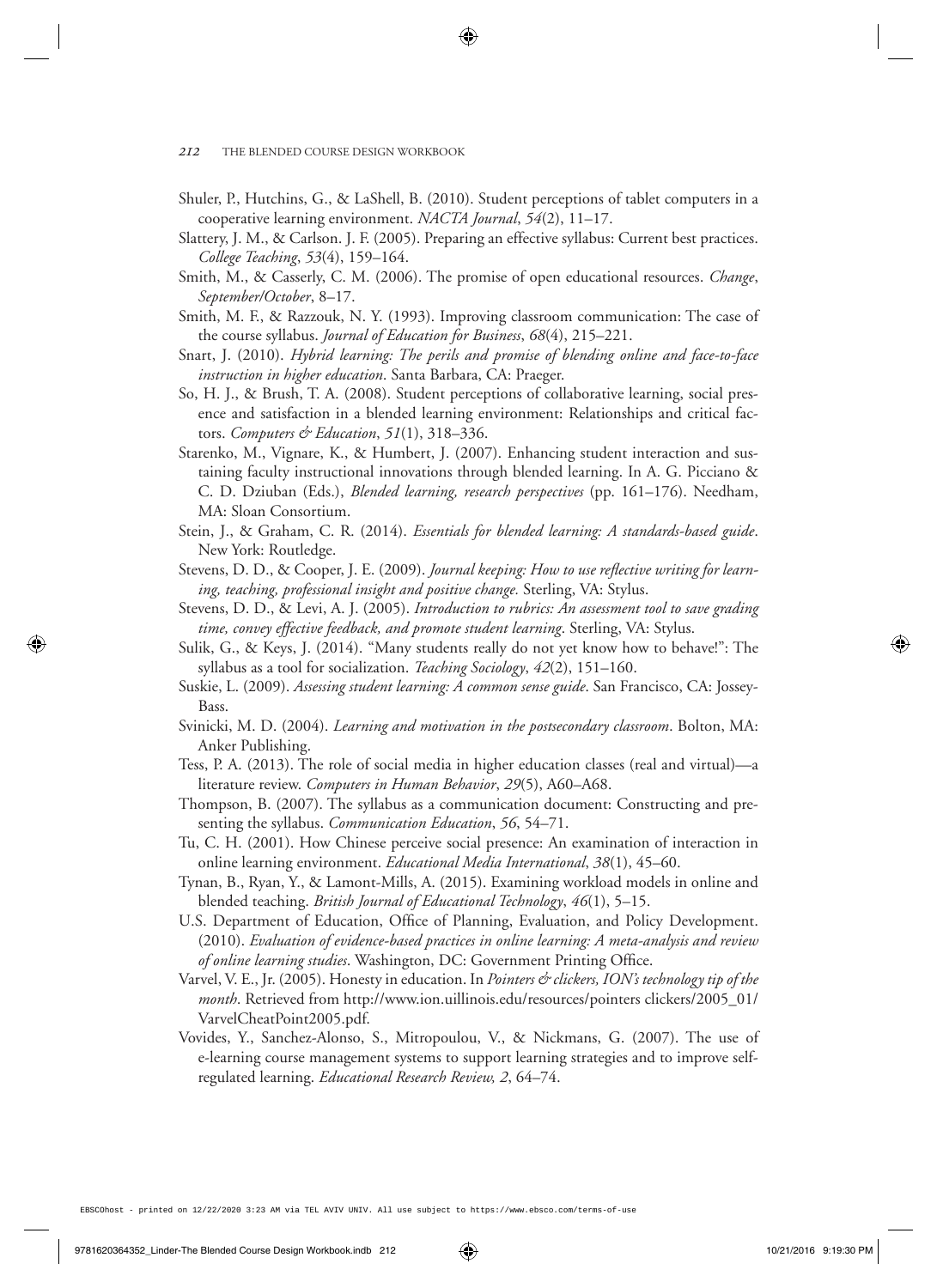Shuler, P., Hutchins, G., & LaShell, B. (2010). Student perceptions of tablet computers in a cooperative learning environment. *NACTA Journal*, *54*(2), 11–17.

Slattery, J. M., & Carlson. J. F. (2005). Preparing an effective syllabus: Current best practices. *College Teaching*, *53*(4), 159–164.

Smith, M., & Casserly, C. M. (2006). The promise of open educational resources. *Change*, *September/October*, 8–17.

Smith, M. F., & Razzouk, N. Y. (1993). Improving classroom communication: The case of the course syllabus. *Journal of Education for Business*, *68*(4), 215–221.

Snart, J. (2010). *Hybrid learning: The perils and promise of blending online and face-to-face instruction in higher education*. Santa Barbara, CA: Praeger.

So, H. J., & Brush, T. A. (2008). Student perceptions of collaborative learning, social presence and satisfaction in a blended learning environment: Relationships and critical factors. *Computers & Education*, *51*(1), 318–336.

Starenko, M., Vignare, K., & Humbert, J. (2007). Enhancing student interaction and sustaining faculty instructional innovations through blended learning. In A. G. Picciano & C. D. Dziuban (Eds.), *Blended learning, research perspectives* (pp. 161–176). Needham, MA: Sloan Consortium.

Stein, J., & Graham, C. R. (2014). *Essentials for blended learning: A standards-based guide*. New York: Routledge.

Stevens, D. D., & Cooper, J. E. (2009). *Journal keeping: How to use reflective writing for learning, teaching, professional insight and positive change.* Sterling, VA: Stylus.

Stevens, D. D., & Levi, A. J. (2005). *Introduction to rubrics: An assessment tool to save grading time, convey effective feedback, and promote student learning*. Sterling, VA: Stylus.

Sulik, G., & Keys, J. (2014). "Many students really do not yet know how to behave!": The syllabus as a tool for socialization. *Teaching Sociology*, *42*(2), 151–160.

Suskie, L. (2009). *Assessing student learning: A common sense guide*. San Francisco, CA: Jossey-Bass.

Svinicki, M. D. (2004). *Learning and motivation in the postsecondary classroom*. Bolton, MA: Anker Publishing.

Tess, P. A. (2013). The role of social media in higher education classes (real and virtual)—a literature review. *Computers in Human Behavior*, *29*(5), A60–A68.

Thompson, B. (2007). The syllabus as a communication document: Constructing and presenting the syllabus. *Communication Education*, *56*, 54–71.

Tu, C. H. (2001). How Chinese perceive social presence: An examination of interaction in online learning environment. *Educational Media International*, *38*(1), 45–60.

Tynan, B., Ryan, Y., & Lamont-Mills, A. (2015). Examining workload models in online and blended teaching. *British Journal of Educational Technology*, *46*(1), 5–15.

U.S. Department of Education, Office of Planning, Evaluation, and Policy Development. (2010). *Evaluation of evidence-based practices in online learning: A meta-analysis and review of online learning studies*. Washington, DC: Government Printing Office.

Varvel, V. E., Jr. (2005). Honesty in education. In *Pointers & clickers, ION's technology tip of the month*. Retrieved from http://www.ion.uillinois.edu/resources/pointers clickers/2005_01/VarvelCheatPoint2005.pdf.

Vovides, Y., Sanchez-Alonso, S., Mitropoulou, V., & Nickmans, G. (2007). The use of e-learning course management systems to support learning strategies and to improve self-regulated learning. *Educational Research Review, 2*, 64–74.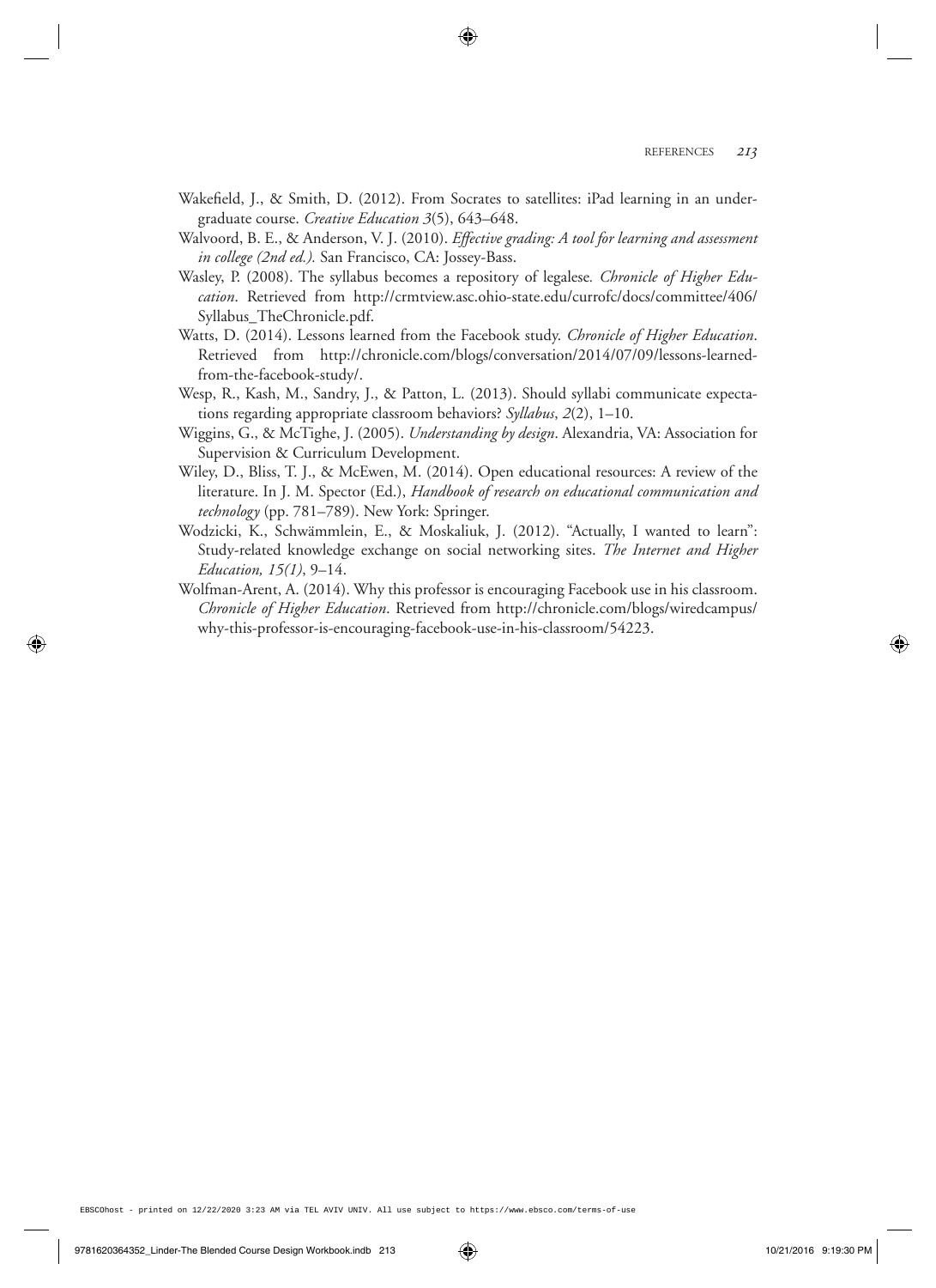Wakefield, J., & Smith, D. (2012). From Socrates to satellites: iPad learning in an undergraduate course. *Creative Education 3*(5), 643–648.

Walvoord, B. E., & Anderson, V. J. (2010). *Effective grading: A tool for learning and assessment in college (2nd ed.).* San Francisco, CA: Jossey-Bass.

Wasley, P. (2008). The syllabus becomes a repository of legalese. *Chronicle of Higher Education*. Retrieved from http://crmtview.asc.ohio-state.edu/currofc/docs/committee/406/Syllabus_TheChronicle.pdf.

Watts, D. (2014). Lessons learned from the Facebook study. *Chronicle of Higher Education*. Retrieved from http://chronicle.com/blogs/conversation/2014/07/09/lessons-learned-from-the-facebook-study/.

Wesp, R., Kash, M., Sandry, J., & Patton, L. (2013). Should syllabi communicate expectations regarding appropriate classroom behaviors? *Syllabus*, *2*(2), 1–10.

Wiggins, G., & McTighe, J. (2005). *Understanding by design*. Alexandria, VA: Association for Supervision & Curriculum Development.

Wiley, D., Bliss, T. J., & McEwen, M. (2014). Open educational resources: A review of the literature. In J. M. Spector (Ed.), *Handbook of research on educational communication and technology* (pp. 781–789). New York: Springer.

Wodzicki, K., Schwämmlein, E., & Moskaliuk, J. (2012). "Actually, I wanted to learn": Study-related knowledge exchange on social networking sites. *The Internet and Higher Education, 15(1)*, 9–14.

Wolfman-Arent, A. (2014). Why this professor is encouraging Facebook use in his classroom. *Chronicle of Higher Education*. Retrieved from http://chronicle.com/blogs/wiredcampus/why-this-professor-is-encouraging-facebook-use-in-his-classroom/54223.